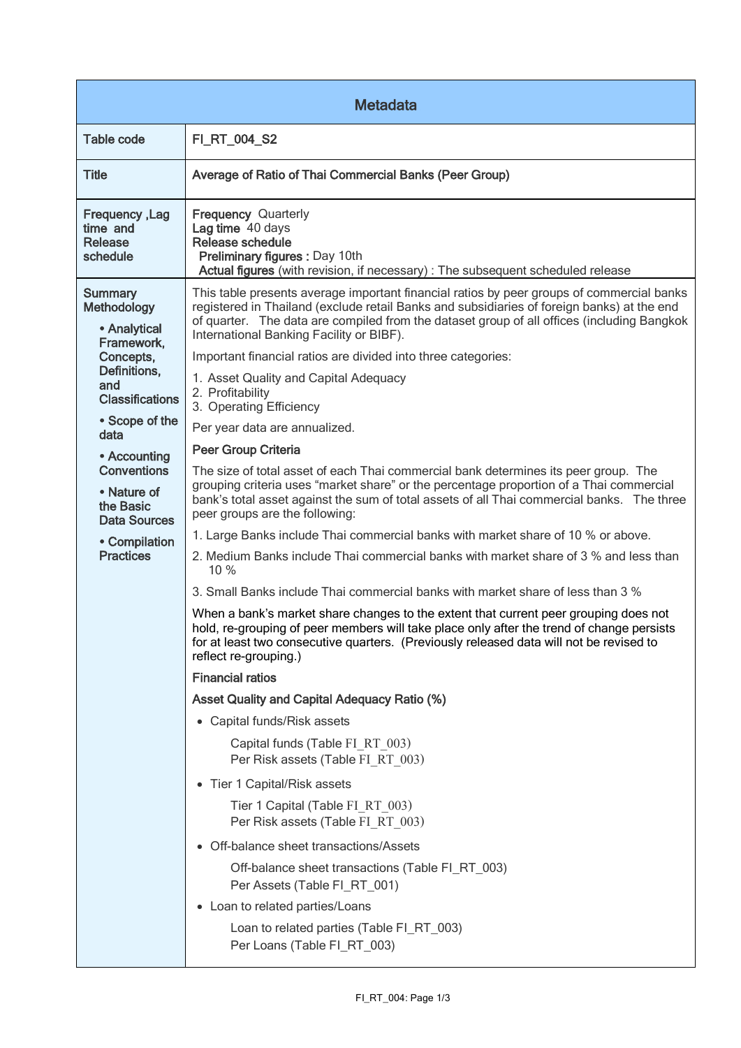| Metadata | |
|---|---|
| Table code | FI_RT_004_S2 |
| Title | Average of Ratio of Thai Commercial Banks (Peer Group) |
| Frequency ,Lag time and Release schedule | **Frequency** Quarterly<br>**Lag time** 40 days<br>**Release schedule**<br>**Preliminary figures :** Day 10th<br>**Actual figures** (with revision, if necessary) : The subsequent scheduled release |
| Summary Methodology<br>• Analytical Framework, Concepts, Definitions, and Classifications<br>• Scope of the data<br>• Accounting Conventions<br>• Nature of the Basic Data Sources<br>• Compilation Practices | This table presents average important financial ratios by peer groups of commercial banks registered in Thailand (exclude retail Banks and subsidiaries of foreign banks) at the end of quarter. The data are compiled from the dataset group of all offices (including Bangkok International Banking Facility or BIBF).<br><br>Important financial ratios are divided into three categories:<br>1. Asset Quality and Capital Adequacy<br>2. Profitability<br>3. Operating Efficiency<br><br>Per year data are annualized.<br><br>**Peer Group Criteria**<br><br>The size of total asset of each Thai commercial bank determines its peer group. The grouping criteria uses "market share" or the percentage proportion of a Thai commercial bank's total asset against the sum of total assets of all Thai commercial banks. The three peer groups are the following:<br>1. Large Banks include Thai commercial banks with market share of 10 % or above.<br>2. Medium Banks include Thai commercial banks with market share of 3 % and less than 10 %<br>3. Small Banks include Thai commercial banks with market share of less than 3 %<br><br>When a bank's market share changes to the extent that current peer grouping does not hold, re-grouping of peer members will take place only after the trend of change persists for at least two consecutive quarters. (Previously released data will not be revised to reflect re-grouping.)<br><br>**Financial ratios**<br><br>**Asset Quality and Capital Adequacy Ratio (%)**<br>• Capital funds/Risk assets<br>Capital funds (Table FI_RT_003)<br>Per Risk assets (Table FI_RT_003)<br>• Tier 1 Capital/Risk assets<br>Tier 1 Capital (Table FI_RT_003)<br>Per Risk assets (Table FI_RT_003)<br>• Off-balance sheet transactions/Assets<br>Off-balance sheet transactions (Table FI_RT_003)<br>Per Assets (Table FI_RT_001)<br>• Loan to related parties/Loans<br>Loan to related parties (Table FI_RT_003)<br>Per Loans (Table FI_RT_003) |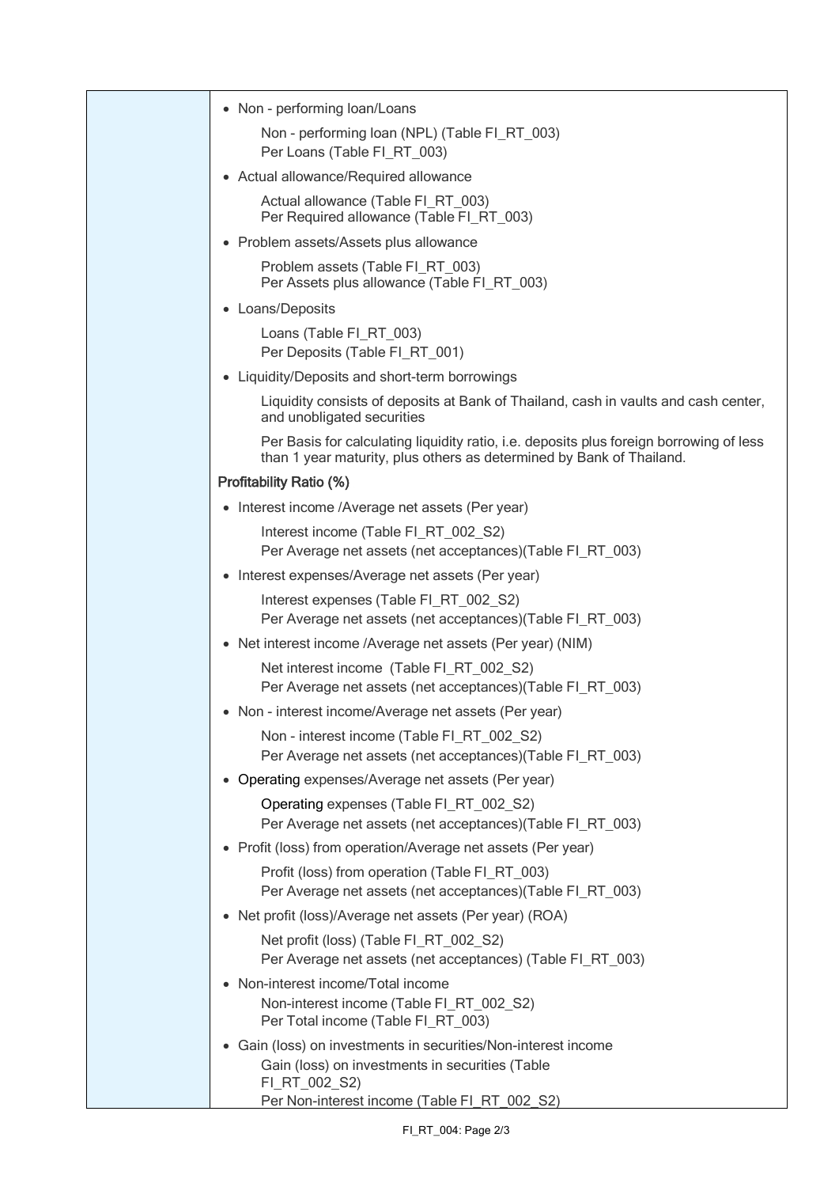- Non - performing loan/Loans

  Non - performing loan (NPL) (Table FI_RT_003)
  Per Loans (Table FI_RT_003)

- Actual allowance/Required allowance

  Actual allowance (Table FI_RT_003)
  Per Required allowance (Table FI_RT_003)

- Problem assets/Assets plus allowance

  Problem assets (Table FI_RT_003)
  Per Assets plus allowance (Table FI_RT_003)

- Loans/Deposits

  Loans (Table FI_RT_003)
  Per Deposits (Table FI_RT_001)

- Liquidity/Deposits and short-term borrowings

  Liquidity consists of deposits at Bank of Thailand, cash in vaults and cash center, and unobligated securities

  Per Basis for calculating liquidity ratio, i.e. deposits plus foreign borrowing of less than 1 year maturity, plus others as determined by Bank of Thailand.

**Profitability Ratio (%)**

- Interest income /Average net assets (Per year)

  Interest income (Table FI_RT_002_S2)
  Per Average net assets (net acceptances)(Table FI_RT_003)

- Interest expenses/Average net assets (Per year)

  Interest expenses (Table FI_RT_002_S2)
  Per Average net assets (net acceptances)(Table FI_RT_003)

- Net interest income /Average net assets (Per year) (NIM)

  Net interest income (Table FI_RT_002_S2)
  Per Average net assets (net acceptances)(Table FI_RT_003)

- Non - interest income/Average net assets (Per year)

  Non - interest income (Table FI_RT_002_S2)
  Per Average net assets (net acceptances)(Table FI_RT_003)

- Operating expenses/Average net assets (Per year)

  Operating expenses (Table FI_RT_002_S2)
  Per Average net assets (net acceptances)(Table FI_RT_003)

- Profit (loss) from operation/Average net assets (Per year)

  Profit (loss) from operation (Table FI_RT_003)
  Per Average net assets (net acceptances)(Table FI_RT_003)

- Net profit (loss)/Average net assets (Per year) (ROA)

  Net profit (loss) (Table FI_RT_002_S2)
  Per Average net assets (net acceptances) (Table FI_RT_003)

- Non-interest income/Total income

  Non-interest income (Table FI_RT_002_S2)
  Per Total income (Table FI_RT_003)

- Gain (loss) on investments in securities/Non-interest income

  Gain (loss) on investments in securities (Table FI_RT_002_S2)
  Per Non-interest income (Table FI_RT_002_S2)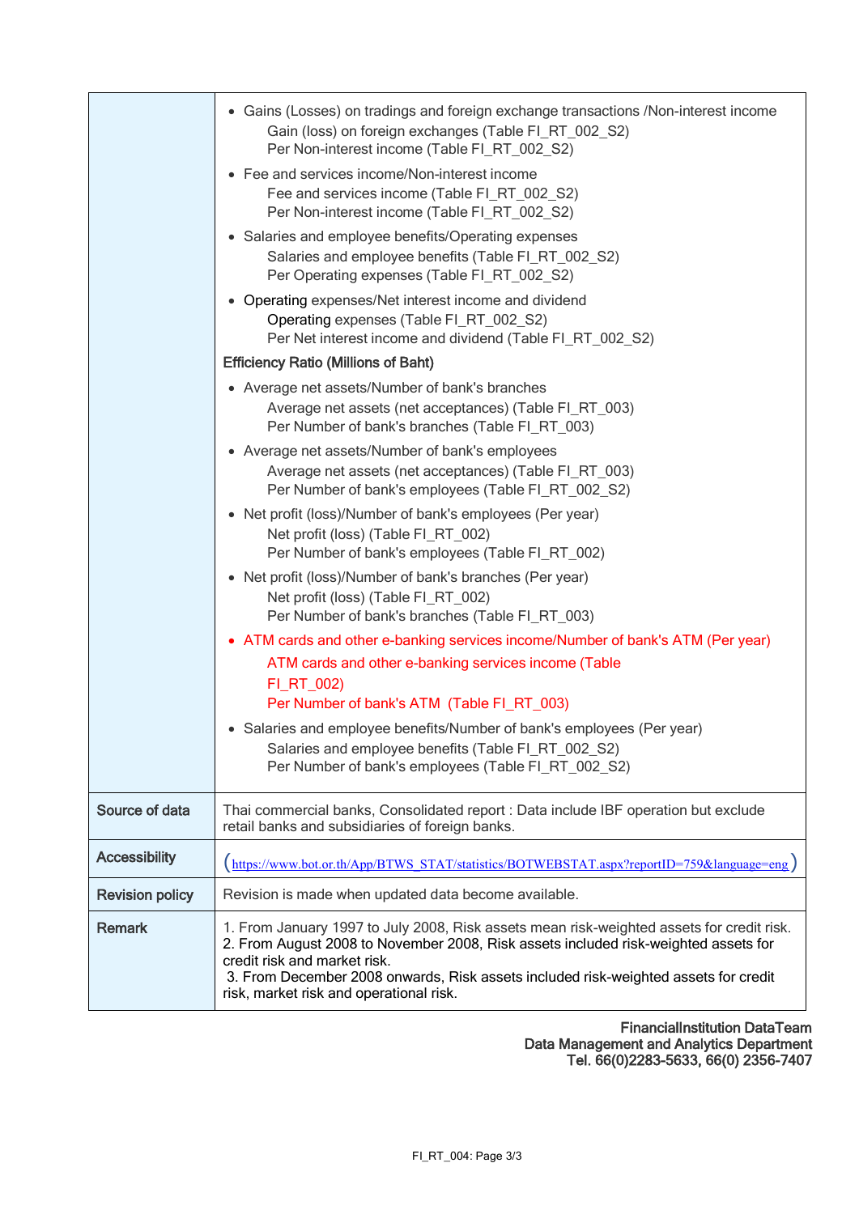| | |
|---|---|
| | • Gains (Losses) on tradings and foreign exchange transactions /Non-interest income<br>Gain (loss) on foreign exchanges (Table FI_RT_002_S2)<br>Per Non-interest income (Table FI_RT_002_S2)<br>• Fee and services income/Non-interest income<br>Fee and services income (Table FI_RT_002_S2)<br>Per Non-interest income (Table FI_RT_002_S2)<br>• Salaries and employee benefits/Operating expenses<br>Salaries and employee benefits (Table FI_RT_002_S2)<br>Per Operating expenses (Table FI_RT_002_S2)<br>• Operating expenses/Net interest income and dividend<br>Operating expenses (Table FI_RT_002_S2)<br>Per Net interest income and dividend (Table FI_RT_002_S2)<br>**Efficiency Ratio (Millions of Baht)**<br>• Average net assets/Number of bank's branches<br>Average net assets (net acceptances) (Table FI_RT_003)<br>Per Number of bank's branches (Table FI_RT_003)<br>• Average net assets/Number of bank's employees<br>Average net assets (net acceptances) (Table FI_RT_003)<br>Per Number of bank's employees (Table FI_RT_002_S2)<br>• Net profit (loss)/Number of bank's employees (Per year)<br>Net profit (loss) (Table FI_RT_002)<br>Per Number of bank's employees (Table FI_RT_002)<br>• Net profit (loss)/Number of bank's branches (Per year)<br>Net profit (loss) (Table FI_RT_002)<br>Per Number of bank's branches (Table FI_RT_003)<br>• ATM cards and other e-banking services income/Number of bank's ATM (Per year)<br>ATM cards and other e-banking services income (Table FI_RT_002)<br>Per Number of bank's ATM (Table FI_RT_003)<br>• Salaries and employee benefits/Number of bank's employees (Per year)<br>Salaries and employee benefits (Table FI_RT_002_S2)<br>Per Number of bank's employees (Table FI_RT_002_S2) |
| **Source of data** | Thai commercial banks, Consolidated report : Data include IBF operation but exclude retail banks and subsidiaries of foreign banks. |
| **Accessibility** | (https://www.bot.or.th/App/BTWS_STAT/statistics/BOTWEBSTAT.aspx?reportID=759&language=eng) |
| **Revision policy** | Revision is made when updated data become available. |
| **Remark** | 1. From January 1997 to July 2008, Risk assets mean risk-weighted assets for credit risk.<br>2. From August 2008 to November 2008, Risk assets included risk-weighted assets for credit risk and market risk.<br>3. From December 2008 onwards, Risk assets included risk-weighted assets for credit risk, market risk and operational risk. |

**FinancialInstitution DataTeam**
**Data Management and Analytics Department**
**Tel. 66(0)2283-5633, 66(0) 2356-7407**